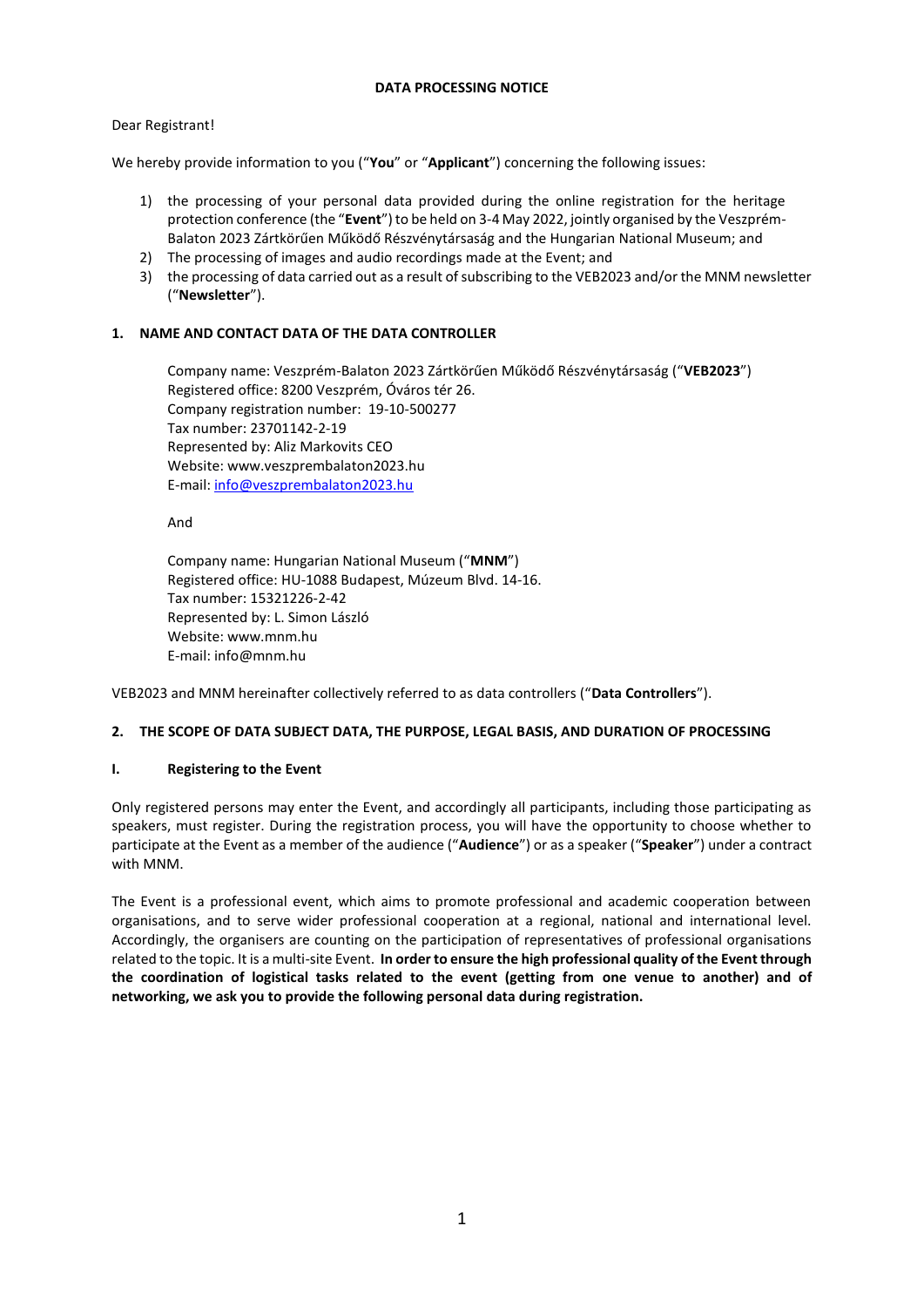# DATA PROCESSING NOTICE

Dear Registrant!

We hereby provide information to you ("**You**" or "**Applicant**") concerning the following issues:

1) the processing of your personal data provided during the online registration for the heritage protection conference (the "**Event**") to be held on 3-4 May 2022, jointly organised by the Veszprém-Balaton 2023 Zártkörűen Működő Részvénytársaság and the Hungarian National Museum; and
2) The processing of images and audio recordings made at the Event; and
3) the processing of data carried out as a result of subscribing to the VEB2023 and/or the MNM newsletter ("**Newsletter**").

## 1. NAME AND CONTACT DATA OF THE DATA CONTROLLER

Company name: Veszprém-Balaton 2023 Zártkörűen Működő Részvénytársaság ("**VEB2023**")
Registered office: 8200 Veszprém, Óváros tér 26.
Company registration number: 19-10-500277
Tax number: 23701142-2-19
Represented by: Aliz Markovits CEO
Website: www.veszprembalaton2023.hu
E-mail: info@veszprembalaton2023.hu

And

Company name: Hungarian National Museum ("**MNM**")
Registered office: HU-1088 Budapest, Múzeum Blvd. 14-16.
Tax number: 15321226-2-42
Represented by: L. Simon László
Website: www.mnm.hu
E-mail: info@mnm.hu

VEB2023 and MNM hereinafter collectively referred to as data controllers ("**Data Controllers**").

## 2. THE SCOPE OF DATA SUBJECT DATA, THE PURPOSE, LEGAL BASIS, AND DURATION OF PROCESSING

### I. Registering to the Event

Only registered persons may enter the Event, and accordingly all participants, including those participating as speakers, must register. During the registration process, you will have the opportunity to choose whether to participate at the Event as a member of the audience ("**Audience**") or as a speaker ("**Speaker**") under a contract with MNM.

The Event is a professional event, which aims to promote professional and academic cooperation between organisations, and to serve wider professional cooperation at a regional, national and international level. Accordingly, the organisers are counting on the participation of representatives of professional organisations related to the topic. It is a multi-site Event. **In order to ensure the high professional quality of the Event through the coordination of logistical tasks related to the event (getting from one venue to another) and of networking, we ask you to provide the following personal data during registration.**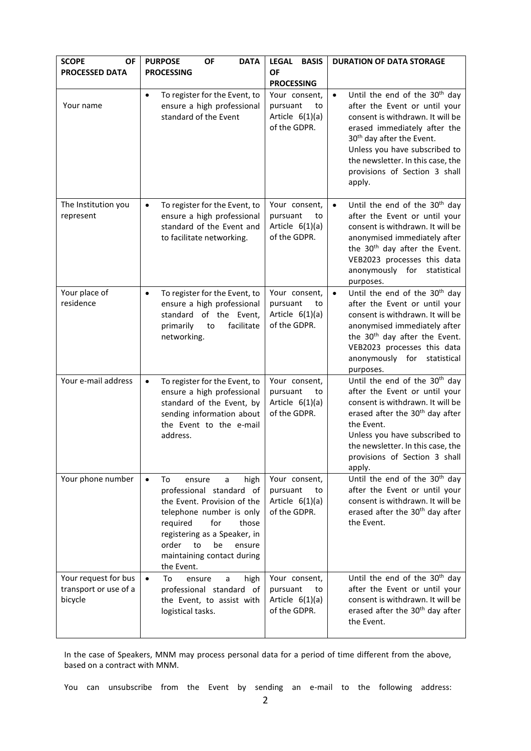| SCOPE OF PROCESSED DATA | PURPOSE OF DATA PROCESSING | LEGAL BASIS OF PROCESSING | DURATION OF DATA STORAGE |
|---|---|---|---|
| Your name | • To register for the Event, to ensure a high professional standard of the Event | Your consent, pursuant to Article 6(1)(a) of the GDPR. | • Until the end of the 30th day after the Event or until your consent is withdrawn. It will be erased immediately after the 30th day after the Event. Unless you have subscribed to the newsletter. In this case, the provisions of Section 3 shall apply. |
| The Institution you represent | • To register for the Event, to ensure a high professional standard of the Event and to facilitate networking. | Your consent, pursuant to Article 6(1)(a) of the GDPR. | • Until the end of the 30th day after the Event or until your consent is withdrawn. It will be anonymised immediately after the 30th day after the Event. VEB2023 processes this data anonymously for statistical purposes. |
| Your place of residence | • To register for the Event, to ensure a high professional standard of the Event, primarily to facilitate networking. | Your consent, pursuant to Article 6(1)(a) of the GDPR. | • Until the end of the 30th day after the Event or until your consent is withdrawn. It will be anonymised immediately after the 30th day after the Event. VEB2023 processes this data anonymously for statistical purposes. |
| Your e-mail address | • To register for the Event, to ensure a high professional standard of the Event, by sending information about the Event to the e-mail address. | Your consent, pursuant to Article 6(1)(a) of the GDPR. | Until the end of the 30th day after the Event or until your consent is withdrawn. It will be erased after the 30th day after the Event. Unless you have subscribed to the newsletter. In this case, the provisions of Section 3 shall apply. |
| Your phone number | • To ensure a high professional standard of the Event. Provision of the telephone number is only required for those registering as a Speaker, in order to be ensure maintaining contact during the Event. | Your consent, pursuant to Article 6(1)(a) of the GDPR. | Until the end of the 30th day after the Event or until your consent is withdrawn. It will be erased after the 30th day after the Event. |
| Your request for bus transport or use of a bicycle | • To ensure a high professional standard of the Event, to assist with logistical tasks. | Your consent, pursuant to Article 6(1)(a) of the GDPR. | Until the end of the 30th day after the Event or until your consent is withdrawn. It will be erased after the 30th day after the Event. |

In the case of Speakers, MNM may process personal data for a period of time different from the above, based on a contract with MNM.

You can unsubscribe from the Event by sending an e-mail to the following address: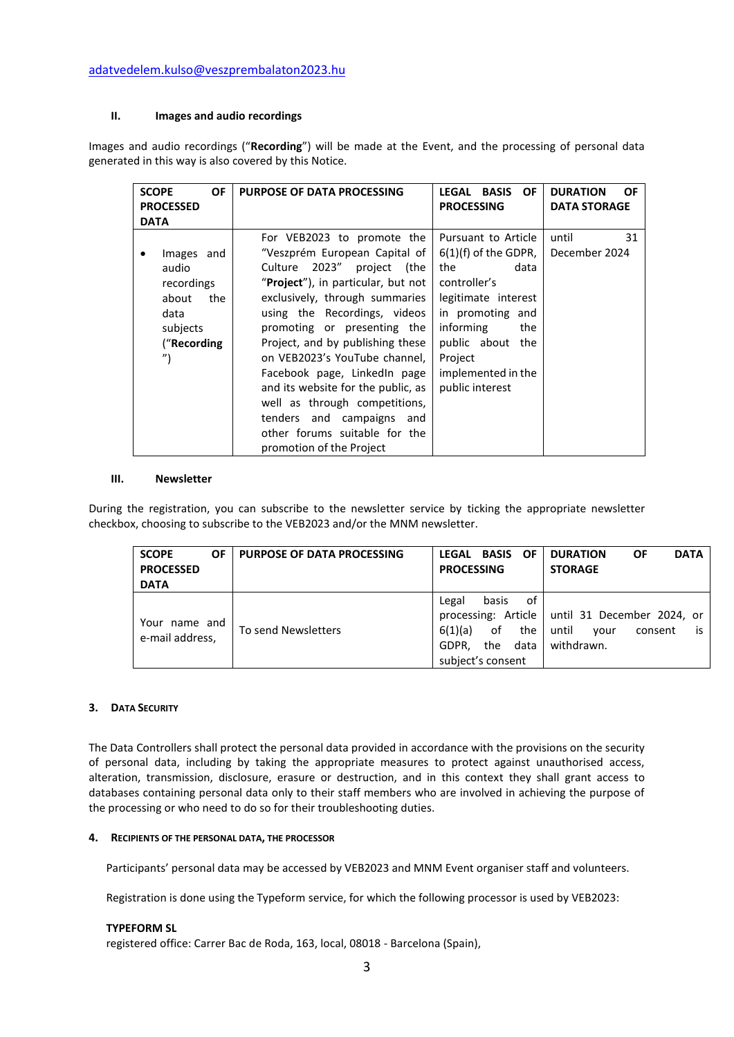adatvedelem.kulso@veszprembalaton2023.hu

### II. Images and audio recordings

Images and audio recordings ("**Recording**") will be made at the Event, and the processing of personal data generated in this way is also covered by this Notice.

| SCOPE OF PROCESSED DATA | PURPOSE OF DATA PROCESSING | LEGAL BASIS OF PROCESSING | DURATION OF DATA STORAGE |
|---|---|---|---|
| • Images and audio recordings about the data subjects ("**Recording**") | For VEB2023 to promote the "Veszprém European Capital of Culture 2023" project (the "**Project**"), in particular, but not exclusively, through summaries using the Recordings, videos promoting or presenting the Project, and by publishing these on VEB2023's YouTube channel, Facebook page, LinkedIn page and its website for the public, as well as through competitions, tenders and campaigns and other forums suitable for the promotion of the Project | Pursuant to Article 6(1)(f) of the GDPR, the data controller's legitimate interest in promoting and informing the public about the Project implemented in the public interest | until 31 December 2024 |

### III. Newsletter

During the registration, you can subscribe to the newsletter service by ticking the appropriate newsletter checkbox, choosing to subscribe to the VEB2023 and/or the MNM newsletter.

| SCOPE OF PROCESSED DATA | PURPOSE OF DATA PROCESSING | LEGAL BASIS OF PROCESSING | DURATION OF DATA STORAGE |
|---|---|---|---|
| Your name and e-mail address, | To send Newsletters | Legal basis of processing: Article 6(1)(a) of the GDPR, the data subject's consent | until 31 December 2024, or until your consent is withdrawn. |

## 3. Data Security

The Data Controllers shall protect the personal data provided in accordance with the provisions on the security of personal data, including by taking the appropriate measures to protect against unauthorised access, alteration, transmission, disclosure, erasure or destruction, and in this context they shall grant access to databases containing personal data only to their staff members who are involved in achieving the purpose of the processing or who need to do so for their troubleshooting duties.

## 4. Recipients of the Personal Data, the Processor

Participants' personal data may be accessed by VEB2023 and MNM Event organiser staff and volunteers.

Registration is done using the Typeform service, for which the following processor is used by VEB2023:

**TYPEFORM SL**
registered office: Carrer Bac de Roda, 163, local, 08018 - Barcelona (Spain),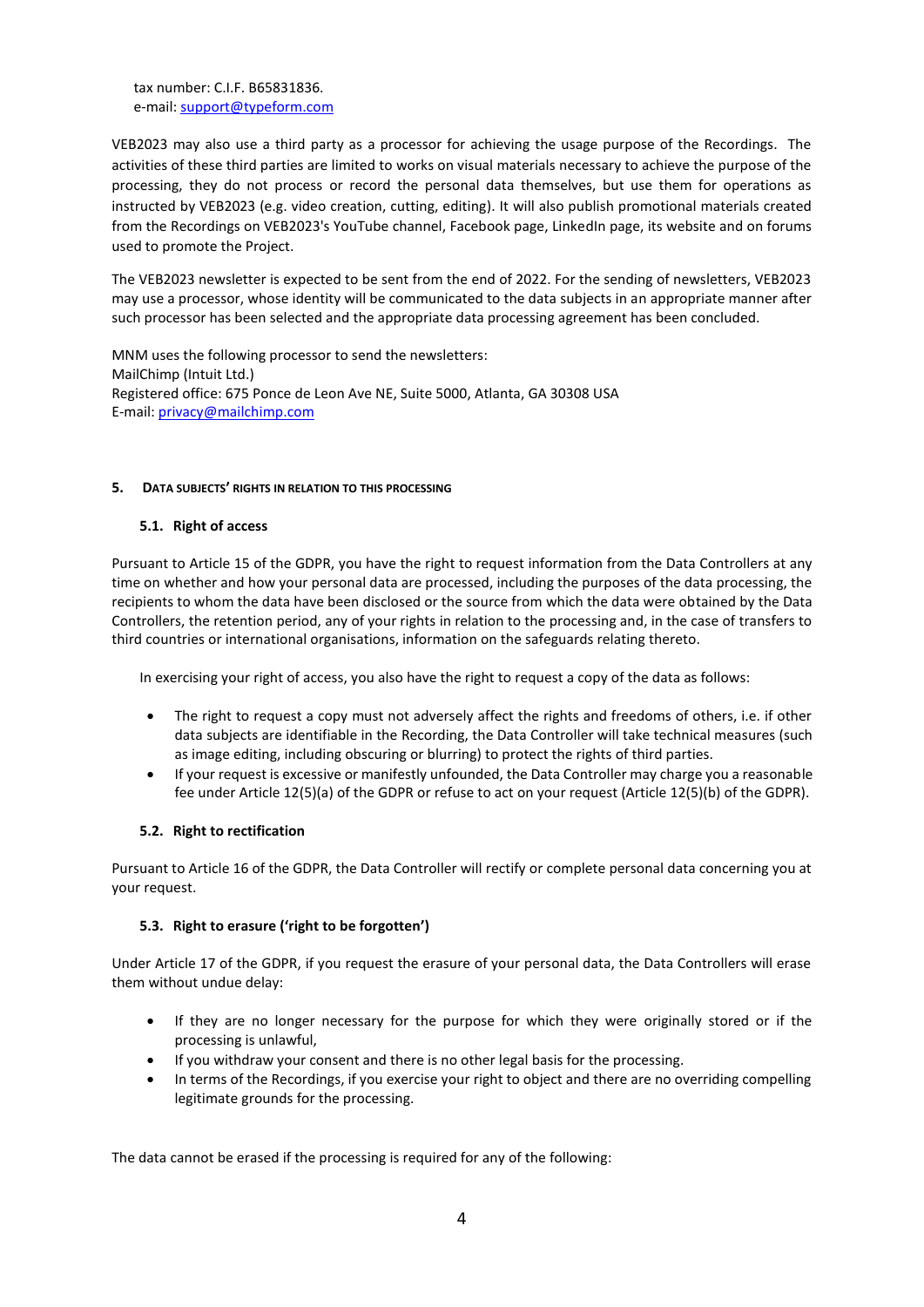tax number: C.I.F. B65831836.
e-mail: support@typeform.com

VEB2023 may also use a third party as a processor for achieving the usage purpose of the Recordings. The activities of these third parties are limited to works on visual materials necessary to achieve the purpose of the processing, they do not process or record the personal data themselves, but use them for operations as instructed by VEB2023 (e.g. video creation, cutting, editing). It will also publish promotional materials created from the Recordings on VEB2023's YouTube channel, Facebook page, LinkedIn page, its website and on forums used to promote the Project.

The VEB2023 newsletter is expected to be sent from the end of 2022. For the sending of newsletters, VEB2023 may use a processor, whose identity will be communicated to the data subjects in an appropriate manner after such processor has been selected and the appropriate data processing agreement has been concluded.

MNM uses the following processor to send the newsletters:
MailChimp (Intuit Ltd.)
Registered office: 675 Ponce de Leon Ave NE, Suite 5000, Atlanta, GA 30308 USA
E-mail: privacy@mailchimp.com

## 5. Data subjects' rights in relation to this processing

### 5.1. Right of access

Pursuant to Article 15 of the GDPR, you have the right to request information from the Data Controllers at any time on whether and how your personal data are processed, including the purposes of the data processing, the recipients to whom the data have been disclosed or the source from which the data were obtained by the Data Controllers, the retention period, any of your rights in relation to the processing and, in the case of transfers to third countries or international organisations, information on the safeguards relating thereto.

In exercising your right of access, you also have the right to request a copy of the data as follows:

- The right to request a copy must not adversely affect the rights and freedoms of others, i.e. if other data subjects are identifiable in the Recording, the Data Controller will take technical measures (such as image editing, including obscuring or blurring) to protect the rights of third parties.
- If your request is excessive or manifestly unfounded, the Data Controller may charge you a reasonable fee under Article 12(5)(a) of the GDPR or refuse to act on your request (Article 12(5)(b) of the GDPR).

### 5.2. Right to rectification

Pursuant to Article 16 of the GDPR, the Data Controller will rectify or complete personal data concerning you at your request.

### 5.3. Right to erasure ('right to be forgotten')

Under Article 17 of the GDPR, if you request the erasure of your personal data, the Data Controllers will erase them without undue delay:

- If they are no longer necessary for the purpose for which they were originally stored or if the processing is unlawful,
- If you withdraw your consent and there is no other legal basis for the processing.
- In terms of the Recordings, if you exercise your right to object and there are no overriding compelling legitimate grounds for the processing.

The data cannot be erased if the processing is required for any of the following: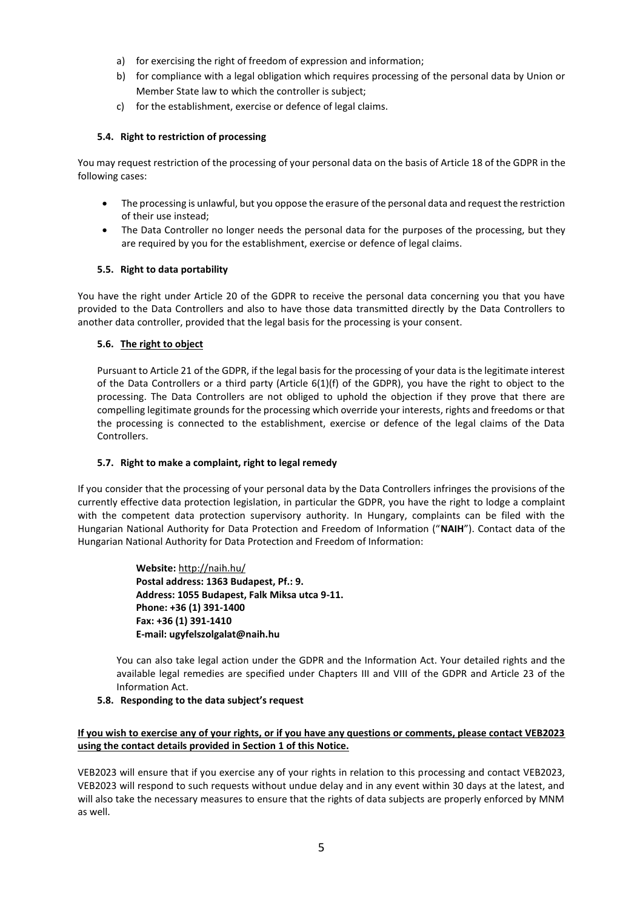a) for exercising the right of freedom of expression and information;
b) for compliance with a legal obligation which requires processing of the personal data by Union or Member State law to which the controller is subject;
c) for the establishment, exercise or defence of legal claims.

### 5.4. Right to restriction of processing

You may request restriction of the processing of your personal data on the basis of Article 18 of the GDPR in the following cases:

- The processing is unlawful, but you oppose the erasure of the personal data and request the restriction of their use instead;
- The Data Controller no longer needs the personal data for the purposes of the processing, but they are required by you for the establishment, exercise or defence of legal claims.

### 5.5. Right to data portability

You have the right under Article 20 of the GDPR to receive the personal data concerning you that you have provided to the Data Controllers and also to have those data transmitted directly by the Data Controllers to another data controller, provided that the legal basis for the processing is your consent.

### 5.6. The right to object

Pursuant to Article 21 of the GDPR, if the legal basis for the processing of your data is the legitimate interest of the Data Controllers or a third party (Article 6(1)(f) of the GDPR), you have the right to object to the processing. The Data Controllers are not obliged to uphold the objection if they prove that there are compelling legitimate grounds for the processing which override your interests, rights and freedoms or that the processing is connected to the establishment, exercise or defence of the legal claims of the Data Controllers.

### 5.7. Right to make a complaint, right to legal remedy

If you consider that the processing of your personal data by the Data Controllers infringes the provisions of the currently effective data protection legislation, in particular the GDPR, you have the right to lodge a complaint with the competent data protection supervisory authority. In Hungary, complaints can be filed with the Hungarian National Authority for Data Protection and Freedom of Information ("**NAIH**"). Contact data of the Hungarian National Authority for Data Protection and Freedom of Information:

**Website:** http://naih.hu/
**Postal address: 1363 Budapest, Pf.: 9.**
**Address: 1055 Budapest, Falk Miksa utca 9-11.**
**Phone: +36 (1) 391-1400**
**Fax: +36 (1) 391-1410**
**E-mail: ugyfelszolgalat@naih.hu**

You can also take legal action under the GDPR and the Information Act. Your detailed rights and the available legal remedies are specified under Chapters III and VIII of the GDPR and Article 23 of the Information Act.

### 5.8. Responding to the data subject's request

**If you wish to exercise any of your rights, or if you have any questions or comments, please contact VEB2023 using the contact details provided in Section 1 of this Notice.**

VEB2023 will ensure that if you exercise any of your rights in relation to this processing and contact VEB2023, VEB2023 will respond to such requests without undue delay and in any event within 30 days at the latest, and will also take the necessary measures to ensure that the rights of data subjects are properly enforced by MNM as well.